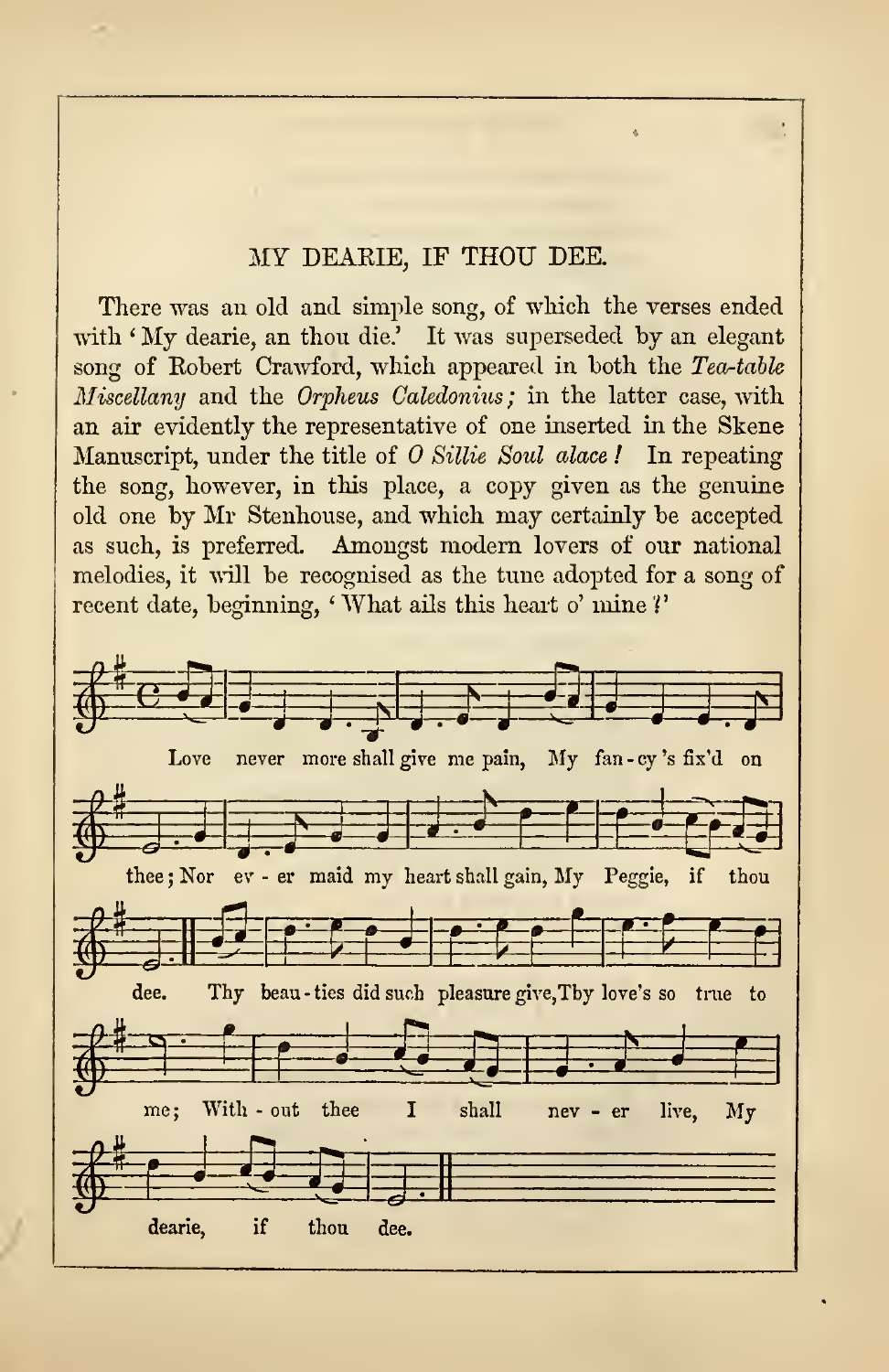## MY DEARIE, IF THOU DEE.

There was an old and simple song, of which the verses ended with 'My dearie, an thou die.' It was superseded by an elegant song of Robert Crawford, which appeared in both the *Tea-table Miscellany* and the *Orpheus Caledonius;* in the latter case, with an air evidently the representative of one inserted in the Skene Manuscript, under the title of *O Sillie Soul alace!* In repeating the song, however, in this place, a copy given as the genuine old one by Mr Stenhouse, and which may certainly be accepted as such, is preferred. Amongst modern lovers of our national melodies, it will be recognised as the tune adopted for a song of recent date, beginning, 'What ails this heart o' mine?'

Love never more shall give me pain, My fan-cy's fix'd on thee; Nor ev-er maid my heart shall gain, My Peggie, if thou dee. Thy beau-ties did such pleasure give, Thy love's so true to me; With-out thee I shall nev-er live, My dearie, if thou dee.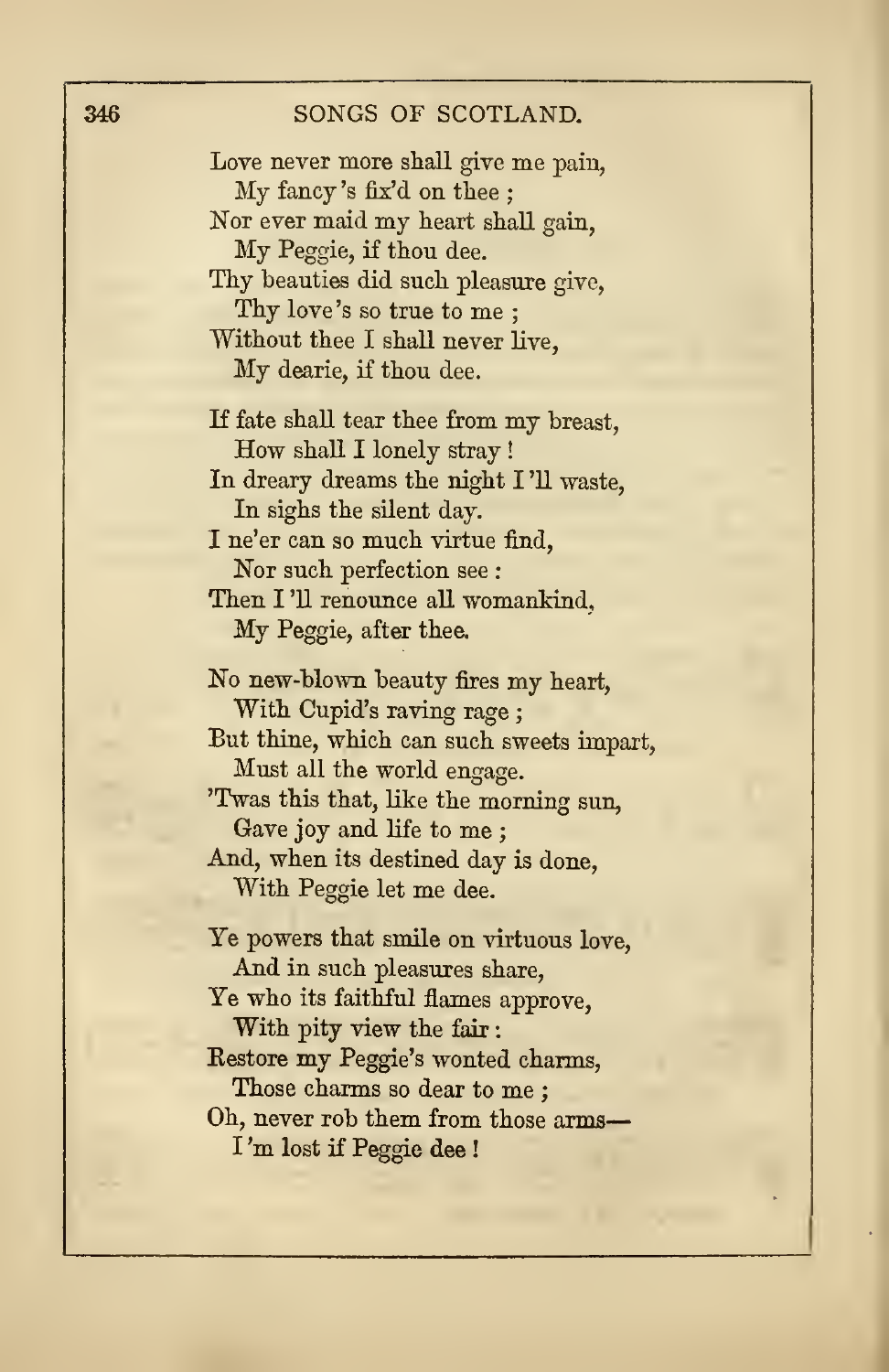Love never more shall give me pain,
  My fancy 's fix'd on thee ;
Nor ever maid my heart shall gain,
  My Peggie, if thou dee.
Thy beauties did such pleasure give,
  Thy love's so true to me ;
Without thee I shall never live,
  My dearie, if thou dee.

If fate shall tear thee from my breast,
  How shall I lonely stray !
In dreary dreams the night I 'll waste,
  In sighs the silent day.
I ne'er can so much virtue find,
  Nor such perfection see :
Then I 'll renounce all womankind,
  My Peggie, after thee.

No new-blown beauty fires my heart,
  With Cupid's raving rage ;
But thine, which can such sweets impart,
  Must all the world engage.
'Twas this that, like the morning sun,
  Gave joy and life to me ;
And, when its destined day is done,
  With Peggie let me dee.

Ye powers that smile on virtuous love,
  And in such pleasures share,
Ye who its faithful flames approve,
  With pity view the fair :
Restore my Peggie's wonted charms,
  Those charms so dear to me ;
Oh, never rob them from those arms—
  I 'm lost if Peggie dee !